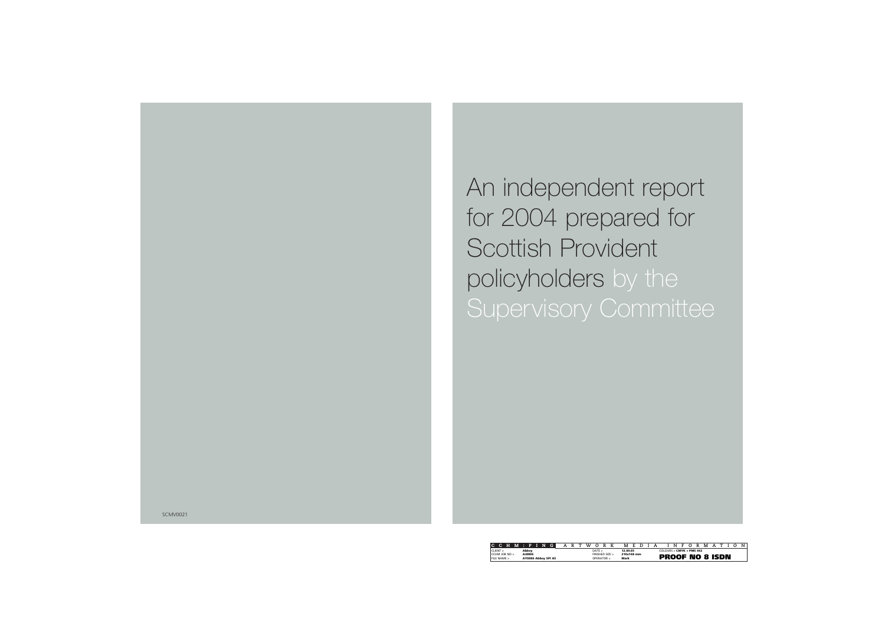# An independent report for 2004 prepared for Scottish Provident policyholders by the Supervisory Committee

SCMV0021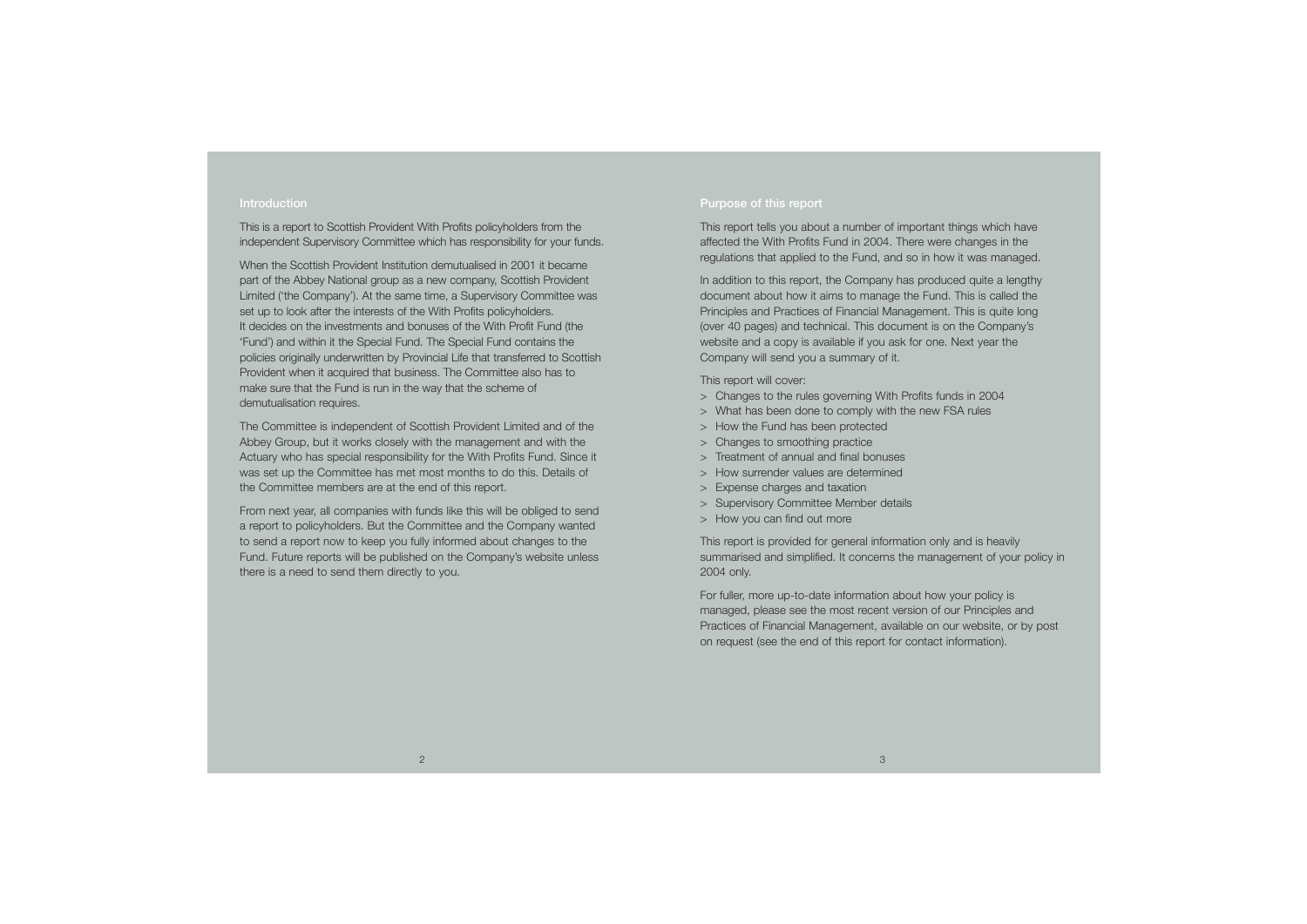## Introduction

This is a report to Scottish Provident With Profits policyholders from the independent Supervisory Committee which has responsibility for your funds.

When the Scottish Provident Institution demutualised in 2001 it became part of the Abbey National group as a new company, Scottish Provident Limited ('the Company'). At the same time, a Supervisory Committee was set up to look after the interests of the With Profits policyholders. It decides on the investments and bonuses of the With Profit Fund (the 'Fund') and within it the Special Fund. The Special Fund contains the policies originally underwritten by Provincial Life that transferred to Scottish Provident when it acquired that business. The Committee also has to make sure that the Fund is run in the way that the scheme of demutualisation requires.

The Committee is independent of Scottish Provident Limited and of the Abbey Group, but it works closely with the management and with the Actuary who has special responsibility for the With Profits Fund. Since it was set up the Committee has met most months to do this. Details of the Committee members are at the end of this report.

From next year, all companies with funds like this will be obliged to send a report to policyholders. But the Committee and the Company wanted to send a report now to keep you fully informed about changes to the Fund. Future reports will be published on the Company's website unless there is a need to send them directly to you.

## Purpose of this report

This report tells you about a number of important things which have affected the With Profits Fund in 2004. There were changes in the regulations that applied to the Fund, and so in how it was managed.

In addition to this report, the Company has produced quite a lengthy document about how it aims to manage the Fund. This is called the Principles and Practices of Financial Management. This is quite long (over 40 pages) and technical. This document is on the Company's website and a copy is available if you ask for one. Next year the Company will send you a summary of it.

This report will cover:

- Changes to the rules governing With Profits funds in 2004
- What has been done to comply with the new FSA rules
- How the Fund has been protected
- Changes to smoothing practice
- Treatment of annual and final bonuses
- How surrender values are determined
- Expense charges and taxation
- Supervisory Committee Member details
- How you can find out more

This report is provided for general information only and is heavily summarised and simplified. It concerns the management of your policy in 2004 only.

For fuller, more up-to-date information about how your policy is managed, please see the most recent version of our Principles and Practices of Financial Management, available on our website, or by post on request (see the end of this report for contact information).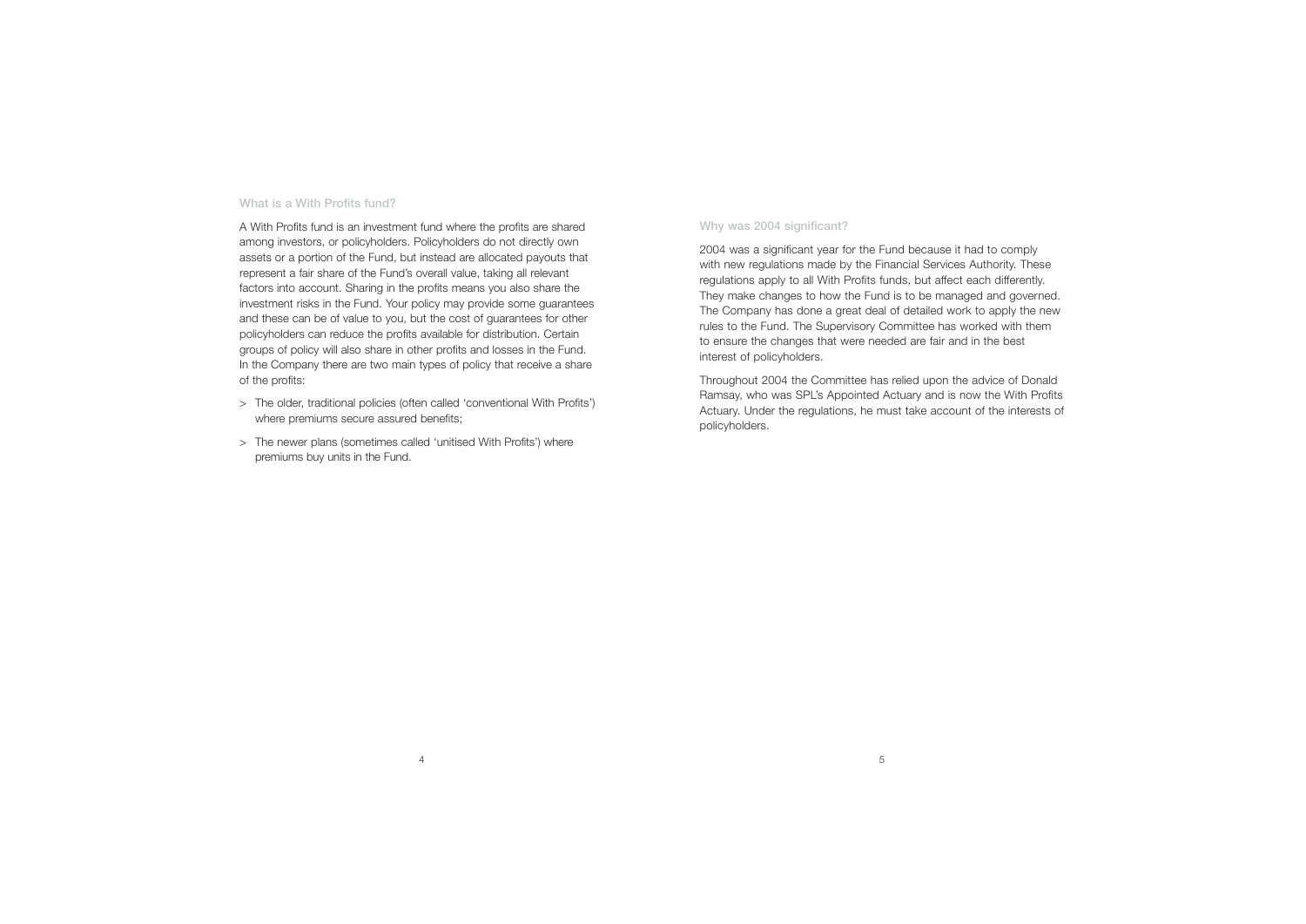### What is a With Profits fund?

A With Profits fund is an investment fund where the profits are shared among investors, or policyholders. Policyholders do not directly own assets or a portion of the Fund, but instead are allocated payouts that represent a fair share of the Fund's overall value, taking all relevant factors into account. Sharing in the profits means you also share the investment risks in the Fund. Your policy may provide some guarantees and these can be of value to you, but the cost of guarantees for other policyholders can reduce the profits available for distribution. Certain groups of policy will also share in other profits and losses in the Fund. In the Company there are two main types of policy that receive a share of the profits:

> The older, traditional policies (often called 'conventional With Profits') where premiums secure assured benefits;

> The newer plans (sometimes called 'unitised With Profits') where premiums buy units in the Fund.

### Why was 2004 significant?

2004 was a significant year for the Fund because it had to comply with new regulations made by the Financial Services Authority. These regulations apply to all With Profits funds, but affect each differently. They make changes to how the Fund is to be managed and governed. The Company has done a great deal of detailed work to apply the new rules to the Fund. The Supervisory Committee has worked with them to ensure the changes that were needed are fair and in the best interest of policyholders.

Throughout 2004 the Committee has relied upon the advice of Donald Ramsay, who was SPL's Appointed Actuary and is now the With Profits Actuary. Under the regulations, he must take account of the interests of policyholders.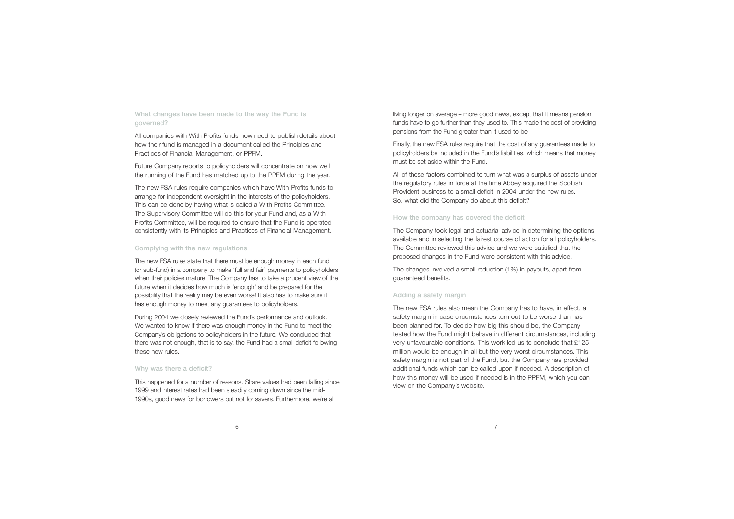### What changes have been made to the way the Fund is governed?

All companies with With Profits funds now need to publish details about how their fund is managed in a document called the Principles and Practices of Financial Management, or PPFM.

Future Company reports to policyholders will concentrate on how well the running of the Fund has matched up to the PPFM during the year.

The new FSA rules require companies which have With Profits funds to arrange for independent oversight in the interests of the policyholders. This can be done by having what is called a With Profits Committee. The Supervisory Committee will do this for your Fund and, as a With Profits Committee, will be required to ensure that the Fund is operated consistently with its Principles and Practices of Financial Management.

### Complying with the new regulations

The new FSA rules state that there must be enough money in each fund (or sub-fund) in a company to make 'full and fair' payments to policyholders when their policies mature. The Company has to take a prudent view of the future when it decides how much is 'enough' and be prepared for the possibility that the reality may be even worse! It also has to make sure it has enough money to meet any guarantees to policyholders.

During 2004 we closely reviewed the Fund's performance and outlook. We wanted to know if there was enough money in the Fund to meet the Company's obligations to policyholders in the future. We concluded that there was not enough, that is to say, the Fund had a small deficit following these new rules.

### Why was there a deficit?

This happened for a number of reasons. Share values had been falling since 1999 and interest rates had been steadily coming down since the mid-1990s, good news for borrowers but not for savers. Furthermore, we're all living longer on average – more good news, except that it means pension funds have to go further than they used to. This made the cost of providing pensions from the Fund greater than it used to be.

Finally, the new FSA rules require that the cost of any guarantees made to policyholders be included in the Fund's liabilities, which means that money must be set aside within the Fund.

All of these factors combined to turn what was a surplus of assets under the regulatory rules in force at the time Abbey acquired the Scottish Provident business to a small deficit in 2004 under the new rules. So, what did the Company do about this deficit?

### How the company has covered the deficit

The Company took legal and actuarial advice in determining the options available and in selecting the fairest course of action for all policyholders. The Committee reviewed this advice and we were satisfied that the proposed changes in the Fund were consistent with this advice.

The changes involved a small reduction (1%) in payouts, apart from guaranteed benefits.

### Adding a safety margin

The new FSA rules also mean the Company has to have, in effect, a safety margin in case circumstances turn out to be worse than has been planned for. To decide how big this should be, the Company tested how the Fund might behave in different circumstances, including very unfavourable conditions. This work led us to conclude that £125 million would be enough in all but the very worst circumstances. This safety margin is not part of the Fund, but the Company has provided additional funds which can be called upon if needed. A description of how this money will be used if needed is in the PPFM, which you can view on the Company's website.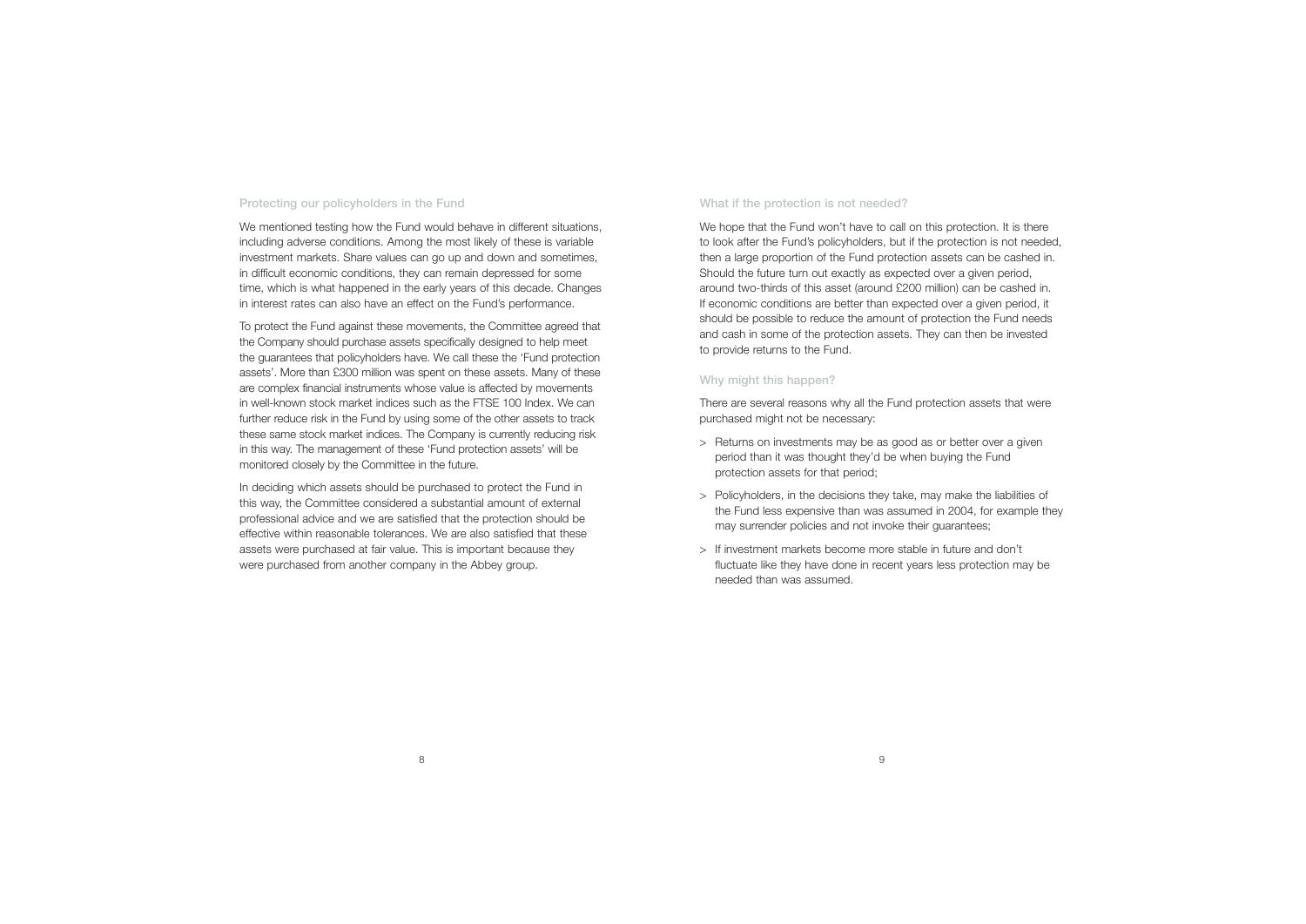### Protecting our policyholders in the Fund

We mentioned testing how the Fund would behave in different situations, including adverse conditions. Among the most likely of these is variable investment markets. Share values can go up and down and sometimes, in difficult economic conditions, they can remain depressed for some time, which is what happened in the early years of this decade. Changes in interest rates can also have an effect on the Fund's performance.

To protect the Fund against these movements, the Committee agreed that the Company should purchase assets specifically designed to help meet the guarantees that policyholders have. We call these the 'Fund protection assets'. More than £300 million was spent on these assets. Many of these are complex financial instruments whose value is affected by movements in well-known stock market indices such as the FTSE 100 Index. We can further reduce risk in the Fund by using some of the other assets to track these same stock market indices. The Company is currently reducing risk in this way. The management of these 'Fund protection assets' will be monitored closely by the Committee in the future.

In deciding which assets should be purchased to protect the Fund in this way, the Committee considered a substantial amount of external professional advice and we are satisfied that the protection should be effective within reasonable tolerances. We are also satisfied that these assets were purchased at fair value. This is important because they were purchased from another company in the Abbey group.

### What if the protection is not needed?

We hope that the Fund won't have to call on this protection. It is there to look after the Fund's policyholders, but if the protection is not needed, then a large proportion of the Fund protection assets can be cashed in. Should the future turn out exactly as expected over a given period, around two-thirds of this asset (around £200 million) can be cashed in. If economic conditions are better than expected over a given period, it should be possible to reduce the amount of protection the Fund needs and cash in some of the protection assets. They can then be invested to provide returns to the Fund.

### Why might this happen?

There are several reasons why all the Fund protection assets that were purchased might not be necessary:

> Returns on investments may be as good as or better over a given period than it was thought they'd be when buying the Fund protection assets for that period;

> Policyholders, in the decisions they take, may make the liabilities of the Fund less expensive than was assumed in 2004, for example they may surrender policies and not invoke their guarantees;

> If investment markets become more stable in future and don't fluctuate like they have done in recent years less protection may be needed than was assumed.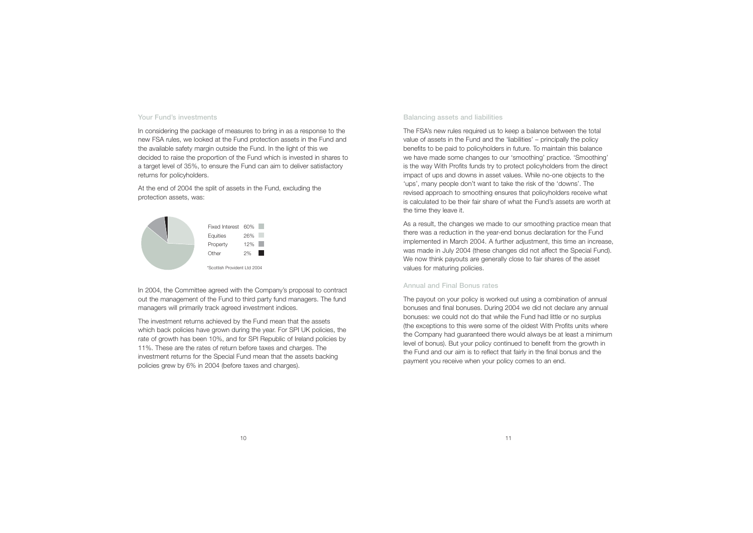## Your Fund's investments

In considering the package of measures to bring in as a response to the new FSA rules, we looked at the Fund protection assets in the Fund and the available safety margin outside the Fund. In the light of this we decided to raise the proportion of the Fund which is invested in shares to a target level of 35%, to ensure the Fund can aim to deliver satisfactory returns for policyholders.

At the end of 2004 the split of assets in the Fund, excluding the protection assets, was:

| | |
|---|---|
| Fixed Interest | 60% |
| Equities | 26% |
| Property | 12% |
| Other | 2% |

*Scottish Provident Ltd 2004

In 2004, the Committee agreed with the Company's proposal to contract out the management of the Fund to third party fund managers. The fund managers will primarily track agreed investment indices.

The investment returns achieved by the Fund mean that the assets which back policies have grown during the year. For SPI UK policies, the rate of growth has been 10%, and for SPI Republic of Ireland policies by 11%. These are the rates of return before taxes and charges. The investment returns for the Special Fund mean that the assets backing policies grew by 6% in 2004 (before taxes and charges).

## Balancing assets and liabilities

The FSA's new rules required us to keep a balance between the total value of assets in the Fund and the 'liabilities' – principally the policy benefits to be paid to policyholders in future. To maintain this balance we have made some changes to our 'smoothing' practice. 'Smoothing' is the way With Profits funds try to protect policyholders from the direct impact of ups and downs in asset values. While no-one objects to the 'ups', many people don't want to take the risk of the 'downs'. The revised approach to smoothing ensures that policyholders receive what is calculated to be their fair share of what the Fund's assets are worth at the time they leave it.

As a result, the changes we made to our smoothing practice mean that there was a reduction in the year-end bonus declaration for the Fund implemented in March 2004. A further adjustment, this time an increase, was made in July 2004 (these changes did not affect the Special Fund). We now think payouts are generally close to fair shares of the asset values for maturing policies.

## Annual and Final Bonus rates

The payout on your policy is worked out using a combination of annual bonuses and final bonuses. During 2004 we did not declare any annual bonuses: we could not do that while the Fund had little or no surplus (the exceptions to this were some of the oldest With Profits units where the Company had guaranteed there would always be at least a minimum level of bonus). But your policy continued to benefit from the growth in the Fund and our aim is to reflect that fairly in the final bonus and the payment you receive when your policy comes to an end.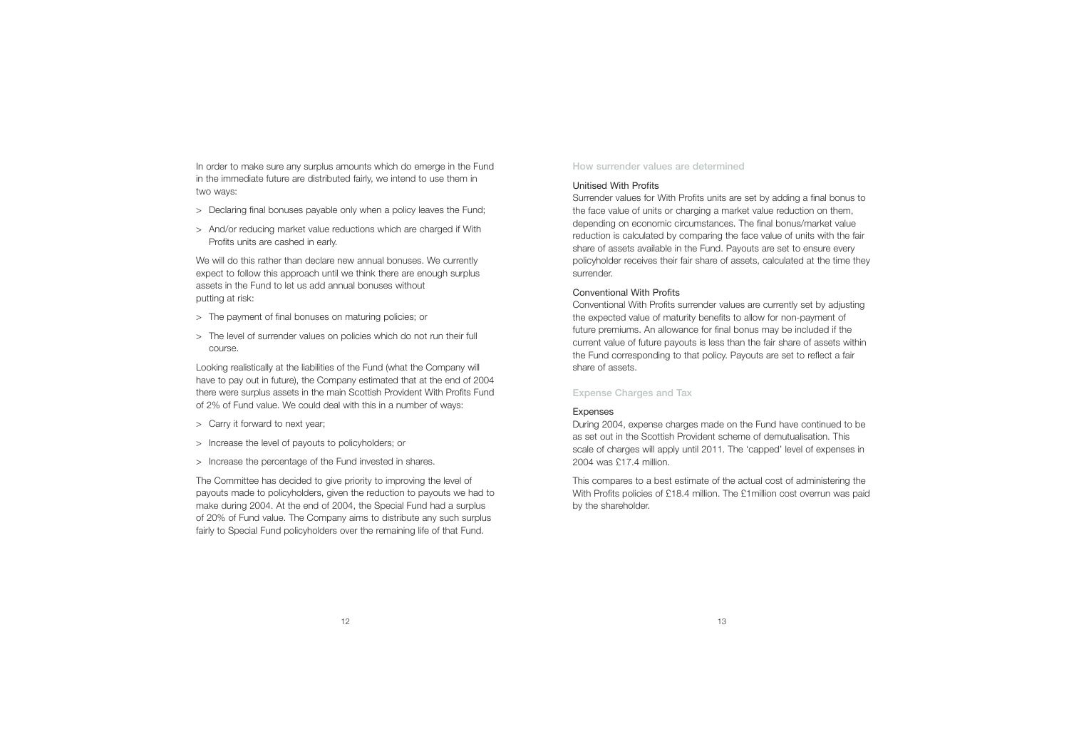In order to make sure any surplus amounts which do emerge in the Fund in the immediate future are distributed fairly, we intend to use them in two ways:

> Declaring final bonuses payable only when a policy leaves the Fund;

> And/or reducing market value reductions which are charged if With Profits units are cashed in early.

We will do this rather than declare new annual bonuses. We currently expect to follow this approach until we think there are enough surplus assets in the Fund to let us add annual bonuses without putting at risk:

> The payment of final bonuses on maturing policies; or

> The level of surrender values on policies which do not run their full course.

Looking realistically at the liabilities of the Fund (what the Company will have to pay out in future), the Company estimated that at the end of 2004 there were surplus assets in the main Scottish Provident With Profits Fund of 2% of Fund value. We could deal with this in a number of ways:

> Carry it forward to next year;

> Increase the level of payouts to policyholders; or

> Increase the percentage of the Fund invested in shares.

The Committee has decided to give priority to improving the level of payouts made to policyholders, given the reduction to payouts we had to make during 2004. At the end of 2004, the Special Fund had a surplus of 20% of Fund value. The Company aims to distribute any such surplus fairly to Special Fund policyholders over the remaining life of that Fund.

## How surrender values are determined

### Unitised With Profits

Surrender values for With Profits units are set by adding a final bonus to the face value of units or charging a market value reduction on them, depending on economic circumstances. The final bonus/market value reduction is calculated by comparing the face value of units with the fair share of assets available in the Fund. Payouts are set to ensure every policyholder receives their fair share of assets, calculated at the time they surrender.

### Conventional With Profits

Conventional With Profits surrender values are currently set by adjusting the expected value of maturity benefits to allow for non-payment of future premiums. An allowance for final bonus may be included if the current value of future payouts is less than the fair share of assets within the Fund corresponding to that policy. Payouts are set to reflect a fair share of assets.

## Expense Charges and Tax

### Expenses

During 2004, expense charges made on the Fund have continued to be as set out in the Scottish Provident scheme of demutualisation. This scale of charges will apply until 2011. The 'capped' level of expenses in 2004 was £17.4 million.

This compares to a best estimate of the actual cost of administering the With Profits policies of £18.4 million. The £1million cost overrun was paid by the shareholder.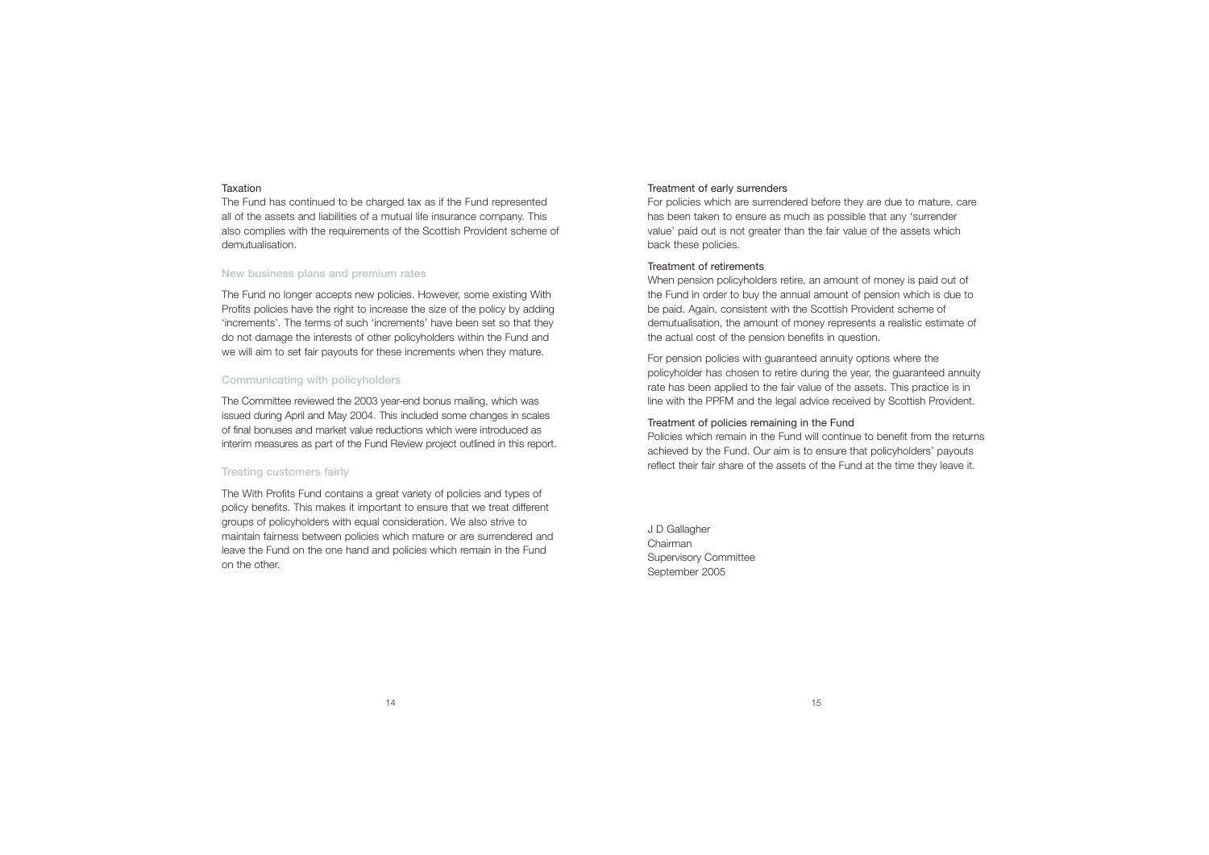### Taxation

The Fund has continued to be charged tax as if the Fund represented all of the assets and liabilities of a mutual life insurance company. This also complies with the requirements of the Scottish Provident scheme of demutualisation.

## New business plans and premium rates

The Fund no longer accepts new policies. However, some existing With Profits policies have the right to increase the size of the policy by adding 'increments'. The terms of such 'increments' have been set so that they do not damage the interests of other policyholders within the Fund and we will aim to set fair payouts for these increments when they mature.

## Communicating with policyholders

The Committee reviewed the 2003 year-end bonus mailing, which was issued during April and May 2004. This included some changes in scales of final bonuses and market value reductions which were introduced as interim measures as part of the Fund Review project outlined in this report.

## Treating customers fairly

The With Profits Fund contains a great variety of policies and types of policy benefits. This makes it important to ensure that we treat different groups of policyholders with equal consideration. We also strive to maintain fairness between policies which mature or are surrendered and leave the Fund on the one hand and policies which remain in the Fund on the other.

### Treatment of early surrenders

For policies which are surrendered before they are due to mature, care has been taken to ensure as much as possible that any 'surrender value' paid out is not greater than the fair value of the assets which back these policies.

### Treatment of retirements

When pension policyholders retire, an amount of money is paid out of the Fund in order to buy the annual amount of pension which is due to be paid. Again, consistent with the Scottish Provident scheme of demutualisation, the amount of money represents a realistic estimate of the actual cost of the pension benefits in question.

For pension policies with guaranteed annuity options where the policyholder has chosen to retire during the year, the guaranteed annuity rate has been applied to the fair value of the assets. This practice is in line with the PPFM and the legal advice received by Scottish Provident.

### Treatment of policies remaining in the Fund

Policies which remain in the Fund will continue to benefit from the returns achieved by the Fund. Our aim is to ensure that policyholders' payouts reflect their fair share of the assets of the Fund at the time they leave it.

J D Gallagher
Chairman
Supervisory Committee
September 2005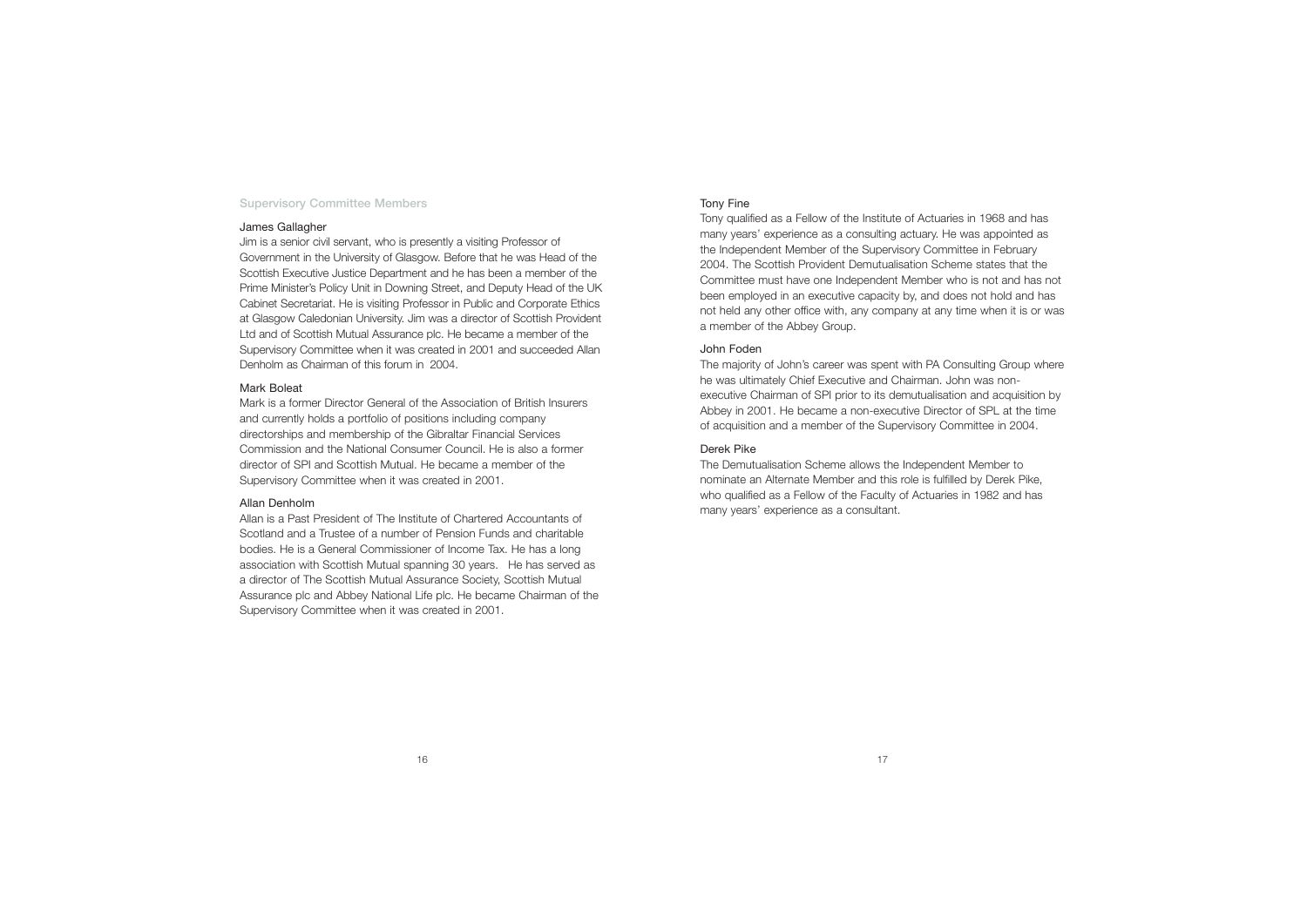## Supervisory Committee Members

### James Gallagher

Jim is a senior civil servant, who is presently a visiting Professor of Government in the University of Glasgow. Before that he was Head of the Scottish Executive Justice Department and he has been a member of the Prime Minister's Policy Unit in Downing Street, and Deputy Head of the UK Cabinet Secretariat. He is visiting Professor in Public and Corporate Ethics at Glasgow Caledonian University. Jim was a director of Scottish Provident Ltd and of Scottish Mutual Assurance plc. He became a member of the Supervisory Committee when it was created in 2001 and succeeded Allan Denholm as Chairman of this forum in 2004.

### Mark Boleat

Mark is a former Director General of the Association of British Insurers and currently holds a portfolio of positions including company directorships and membership of the Gibraltar Financial Services Commission and the National Consumer Council. He is also a former director of SPI and Scottish Mutual. He became a member of the Supervisory Committee when it was created in 2001.

### Allan Denholm

Allan is a Past President of The Institute of Chartered Accountants of Scotland and a Trustee of a number of Pension Funds and charitable bodies. He is a General Commissioner of Income Tax. He has a long association with Scottish Mutual spanning 30 years. He has served as a director of The Scottish Mutual Assurance Society, Scottish Mutual Assurance plc and Abbey National Life plc. He became Chairman of the Supervisory Committee when it was created in 2001.

### Tony Fine

Tony qualified as a Fellow of the Institute of Actuaries in 1968 and has many years' experience as a consulting actuary. He was appointed as the Independent Member of the Supervisory Committee in February 2004. The Scottish Provident Demutualisation Scheme states that the Committee must have one Independent Member who is not and has not been employed in an executive capacity by, and does not hold and has not held any other office with, any company at any time when it is or was a member of the Abbey Group.

### John Foden

The majority of John's career was spent with PA Consulting Group where he was ultimately Chief Executive and Chairman. John was non-executive Chairman of SPI prior to its demutualisation and acquisition by Abbey in 2001. He became a non-executive Director of SPL at the time of acquisition and a member of the Supervisory Committee in 2004.

### Derek Pike

The Demutualisation Scheme allows the Independent Member to nominate an Alternate Member and this role is fulfilled by Derek Pike, who qualified as a Fellow of the Faculty of Actuaries in 1982 and has many years' experience as a consultant.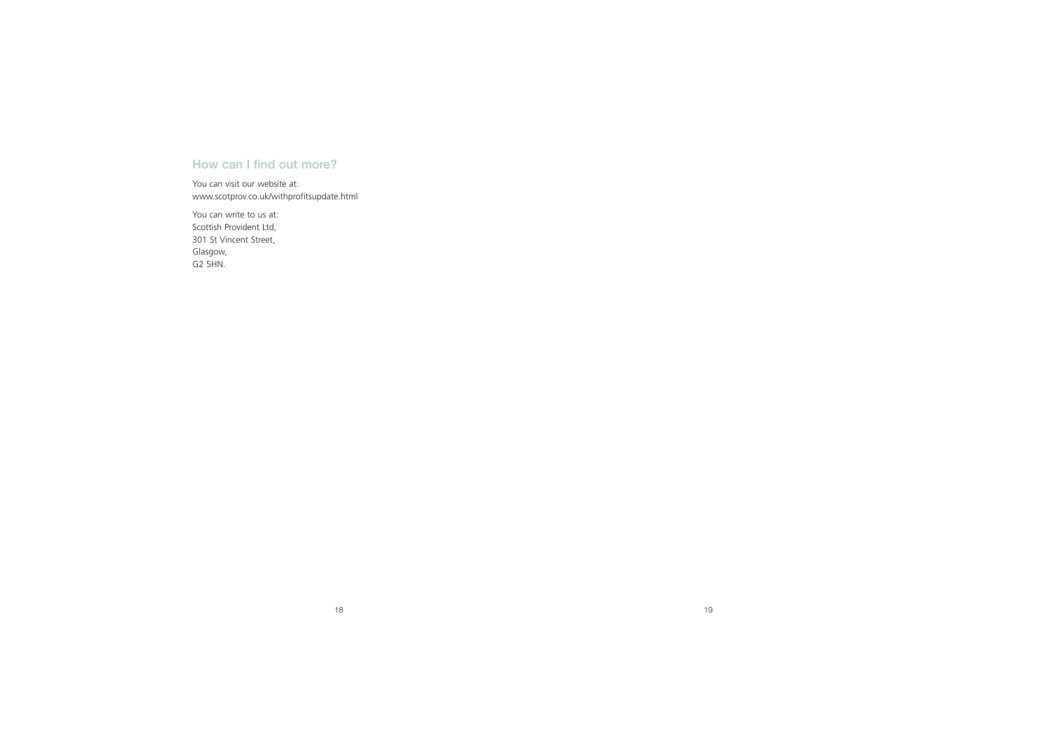## How can I find out more?

You can visit our website at:
www.scotprov.co.uk/withprofitsupdate.html

You can write to us at:
Scottish Provident Ltd,
301 St Vincent Street,
Glasgow,
G2 5HN.